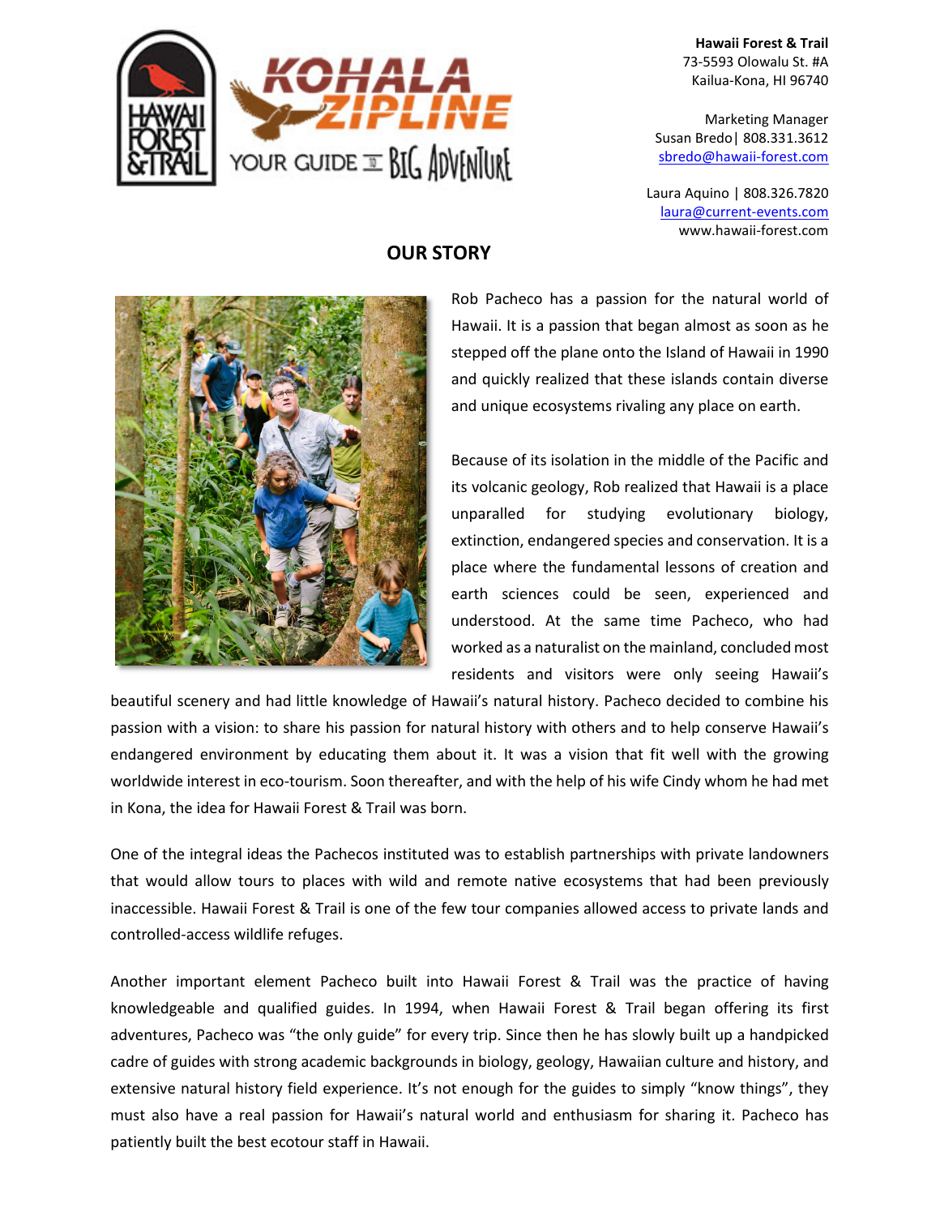**Hawaii Forest & Trail**
73-5593 Olowalu St. #A
Kailua-Kona, HI 96740

Marketing Manager
Susan Bredo| 808.331.3612
sbredo@hawaii-forest.com

Laura Aquino | 808.326.7820
laura@current-events.com
www.hawaii-forest.com

# OUR STORY

Rob Pacheco has a passion for the natural world of Hawaii. It is a passion that began almost as soon as he stepped off the plane onto the Island of Hawaii in 1990 and quickly realized that these islands contain diverse and unique ecosystems rivaling any place on earth.

Because of its isolation in the middle of the Pacific and its volcanic geology, Rob realized that Hawaii is a place unparalled for studying evolutionary biology, extinction, endangered species and conservation. It is a place where the fundamental lessons of creation and earth sciences could be seen, experienced and understood. At the same time Pacheco, who had worked as a naturalist on the mainland, concluded most residents and visitors were only seeing Hawaii's beautiful scenery and had little knowledge of Hawaii's natural history. Pacheco decided to combine his passion with a vision: to share his passion for natural history with others and to help conserve Hawaii's endangered environment by educating them about it. It was a vision that fit well with the growing worldwide interest in eco-tourism. Soon thereafter, and with the help of his wife Cindy whom he had met in Kona, the idea for Hawaii Forest & Trail was born.

One of the integral ideas the Pachecos instituted was to establish partnerships with private landowners that would allow tours to places with wild and remote native ecosystems that had been previously inaccessible. Hawaii Forest & Trail is one of the few tour companies allowed access to private lands and controlled-access wildlife refuges.

Another important element Pacheco built into Hawaii Forest & Trail was the practice of having knowledgeable and qualified guides. In 1994, when Hawaii Forest & Trail began offering its first adventures, Pacheco was "the only guide" for every trip. Since then he has slowly built up a handpicked cadre of guides with strong academic backgrounds in biology, geology, Hawaiian culture and history, and extensive natural history field experience. It's not enough for the guides to simply "know things", they must also have a real passion for Hawaii's natural world and enthusiasm for sharing it. Pacheco has patiently built the best ecotour staff in Hawaii.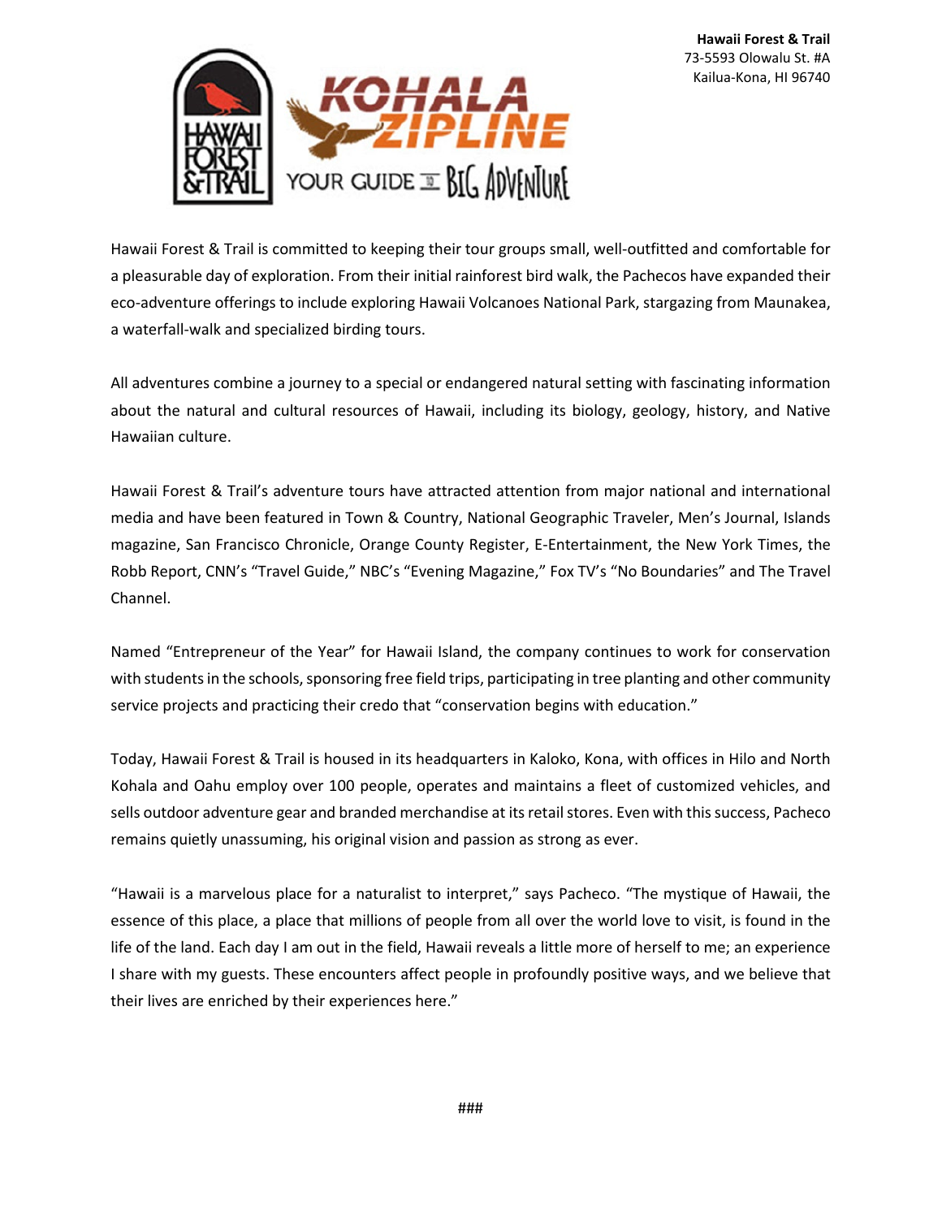**Hawaii Forest & Trail**
73-5593 Olowalu St. #A
Kailua-Kona, HI 96740

Hawaii Forest & Trail is committed to keeping their tour groups small, well-outfitted and comfortable for a pleasurable day of exploration. From their initial rainforest bird walk, the Pachecos have expanded their eco-adventure offerings to include exploring Hawaii Volcanoes National Park, stargazing from Maunakea, a waterfall-walk and specialized birding tours.

All adventures combine a journey to a special or endangered natural setting with fascinating information about the natural and cultural resources of Hawaii, including its biology, geology, history, and Native Hawaiian culture.

Hawaii Forest & Trail's adventure tours have attracted attention from major national and international media and have been featured in Town & Country, National Geographic Traveler, Men's Journal, Islands magazine, San Francisco Chronicle, Orange County Register, E-Entertainment, the New York Times, the Robb Report, CNN's "Travel Guide," NBC's "Evening Magazine," Fox TV's "No Boundaries" and The Travel Channel.

Named "Entrepreneur of the Year" for Hawaii Island, the company continues to work for conservation with students in the schools, sponsoring free field trips, participating in tree planting and other community service projects and practicing their credo that "conservation begins with education."

Today, Hawaii Forest & Trail is housed in its headquarters in Kaloko, Kona, with offices in Hilo and North Kohala and Oahu employ over 100 people, operates and maintains a fleet of customized vehicles, and sells outdoor adventure gear and branded merchandise at its retail stores. Even with this success, Pacheco remains quietly unassuming, his original vision and passion as strong as ever.

"Hawaii is a marvelous place for a naturalist to interpret," says Pacheco. "The mystique of Hawaii, the essence of this place, a place that millions of people from all over the world love to visit, is found in the life of the land. Each day I am out in the field, Hawaii reveals a little more of herself to me; an experience I share with my guests. These encounters affect people in profoundly positive ways, and we believe that their lives are enriched by their experiences here."

###